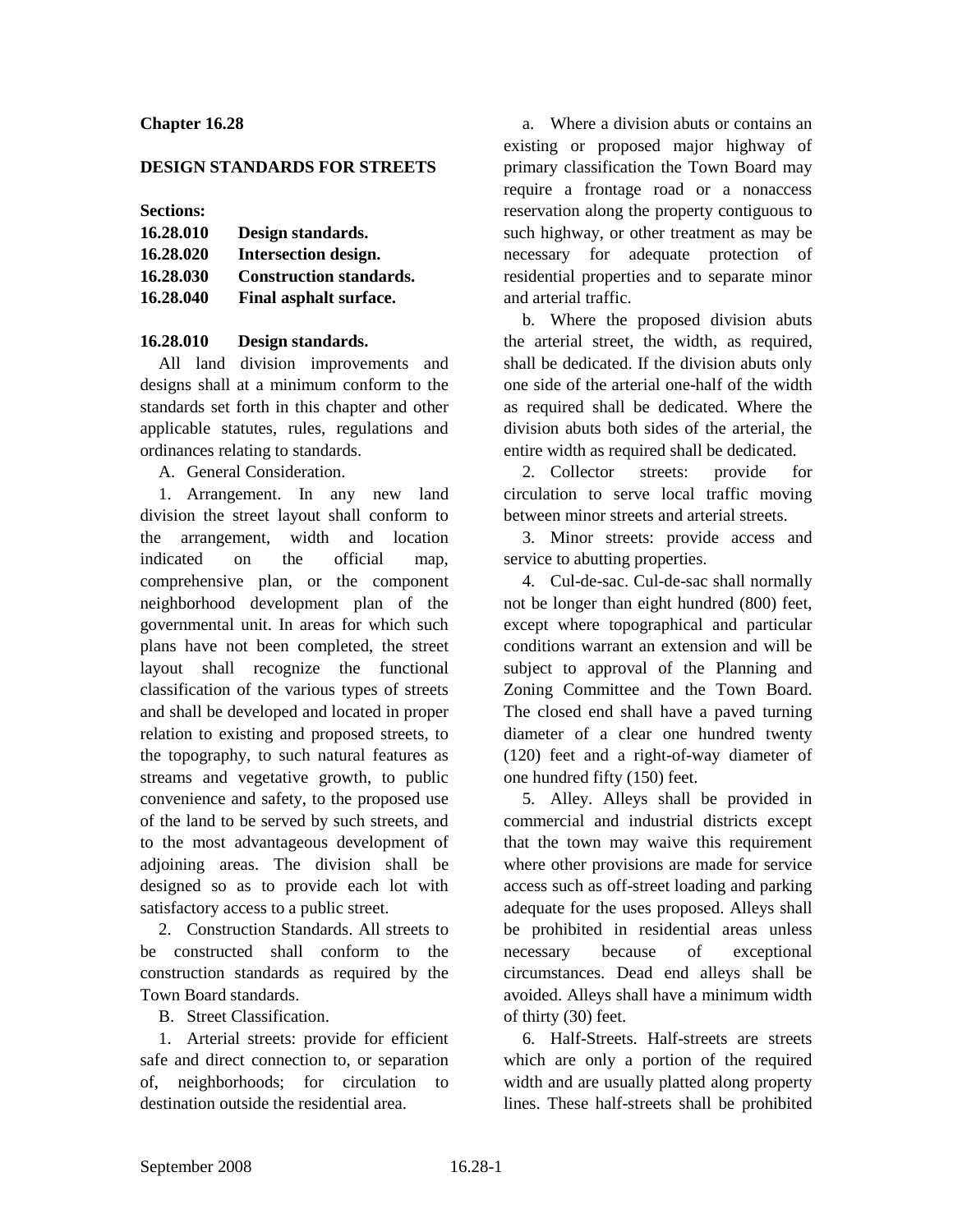**Chapter 16.28**

**DESIGN STANDARDS FOR STREETS**

**Sections:**

| | |
|---|---|
| **16.28.010** | **Design standards.** |
| **16.28.020** | **Intersection design.** |
| **16.28.030** | **Construction standards.** |
| **16.28.040** | **Final asphalt surface.** |

**16.28.010 Design standards.**

All land division improvements and designs shall at a minimum conform to the standards set forth in this chapter and other applicable statutes, rules, regulations and ordinances relating to standards.

A. General Consideration.

1. Arrangement. In any new land division the street layout shall conform to the arrangement, width and location indicated on the official map, comprehensive plan, or the component neighborhood development plan of the governmental unit. In areas for which such plans have not been completed, the street layout shall recognize the functional classification of the various types of streets and shall be developed and located in proper relation to existing and proposed streets, to the topography, to such natural features as streams and vegetative growth, to public convenience and safety, to the proposed use of the land to be served by such streets, and to the most advantageous development of adjoining areas. The division shall be designed so as to provide each lot with satisfactory access to a public street.

2. Construction Standards. All streets to be constructed shall conform to the construction standards as required by the Town Board standards.

B. Street Classification.

1. Arterial streets: provide for efficient safe and direct connection to, or separation of, neighborhoods; for circulation to destination outside the residential area.

a. Where a division abuts or contains an existing or proposed major highway of primary classification the Town Board may require a frontage road or a nonaccess reservation along the property contiguous to such highway, or other treatment as may be necessary for adequate protection of residential properties and to separate minor and arterial traffic.

b. Where the proposed division abuts the arterial street, the width, as required, shall be dedicated. If the division abuts only one side of the arterial one-half of the width as required shall be dedicated. Where the division abuts both sides of the arterial, the entire width as required shall be dedicated.

2. Collector streets: provide for circulation to serve local traffic moving between minor streets and arterial streets.

3. Minor streets: provide access and service to abutting properties.

4. Cul-de-sac. Cul-de-sac shall normally not be longer than eight hundred (800) feet, except where topographical and particular conditions warrant an extension and will be subject to approval of the Planning and Zoning Committee and the Town Board. The closed end shall have a paved turning diameter of a clear one hundred twenty (120) feet and a right-of-way diameter of one hundred fifty (150) feet.

5. Alley. Alleys shall be provided in commercial and industrial districts except that the town may waive this requirement where other provisions are made for service access such as off-street loading and parking adequate for the uses proposed. Alleys shall be prohibited in residential areas unless necessary because of exceptional circumstances. Dead end alleys shall be avoided. Alleys shall have a minimum width of thirty (30) feet.

6. Half-Streets. Half-streets are streets which are only a portion of the required width and are usually platted along property lines. These half-streets shall be prohibited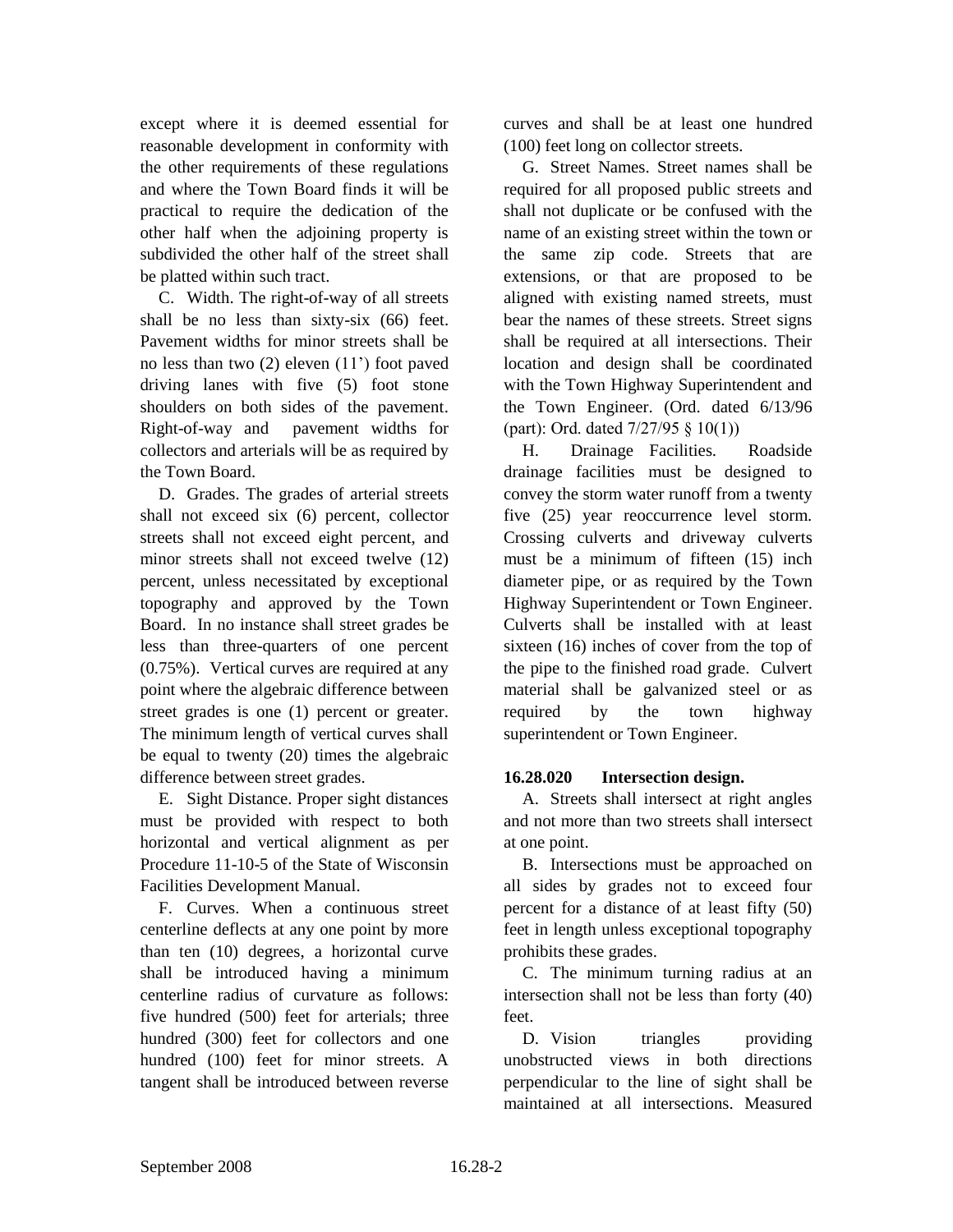except where it is deemed essential for reasonable development in conformity with the other requirements of these regulations and where the Town Board finds it will be practical to require the dedication of the other half when the adjoining property is subdivided the other half of the street shall be platted within such tract.

C. Width. The right-of-way of all streets shall be no less than sixty-six (66) feet. Pavement widths for minor streets shall be no less than two (2) eleven (11') foot paved driving lanes with five (5) foot stone shoulders on both sides of the pavement. Right-of-way and pavement widths for collectors and arterials will be as required by the Town Board.

D. Grades. The grades of arterial streets shall not exceed six (6) percent, collector streets shall not exceed eight percent, and minor streets shall not exceed twelve (12) percent, unless necessitated by exceptional topography and approved by the Town Board. In no instance shall street grades be less than three-quarters of one percent (0.75%). Vertical curves are required at any point where the algebraic difference between street grades is one (1) percent or greater. The minimum length of vertical curves shall be equal to twenty (20) times the algebraic difference between street grades.

E. Sight Distance. Proper sight distances must be provided with respect to both horizontal and vertical alignment as per Procedure 11-10-5 of the State of Wisconsin Facilities Development Manual.

F. Curves. When a continuous street centerline deflects at any one point by more than ten (10) degrees, a horizontal curve shall be introduced having a minimum centerline radius of curvature as follows: five hundred (500) feet for arterials; three hundred (300) feet for collectors and one hundred (100) feet for minor streets. A tangent shall be introduced between reverse curves and shall be at least one hundred (100) feet long on collector streets.

G. Street Names. Street names shall be required for all proposed public streets and shall not duplicate or be confused with the name of an existing street within the town or the same zip code. Streets that are extensions, or that are proposed to be aligned with existing named streets, must bear the names of these streets. Street signs shall be required at all intersections. Their location and design shall be coordinated with the Town Highway Superintendent and the Town Engineer. (Ord. dated 6/13/96 (part): Ord. dated 7/27/95 § 10(1))

H. Drainage Facilities. Roadside drainage facilities must be designed to convey the storm water runoff from a twenty five (25) year reoccurrence level storm. Crossing culverts and driveway culverts must be a minimum of fifteen (15) inch diameter pipe, or as required by the Town Highway Superintendent or Town Engineer. Culverts shall be installed with at least sixteen (16) inches of cover from the top of the pipe to the finished road grade. Culvert material shall be galvanized steel or as required by the town highway superintendent or Town Engineer.

**16.28.020 Intersection design.**

A. Streets shall intersect at right angles and not more than two streets shall intersect at one point.

B. Intersections must be approached on all sides by grades not to exceed four percent for a distance of at least fifty (50) feet in length unless exceptional topography prohibits these grades.

C. The minimum turning radius at an intersection shall not be less than forty (40) feet.

D. Vision triangles providing unobstructed views in both directions perpendicular to the line of sight shall be maintained at all intersections. Measured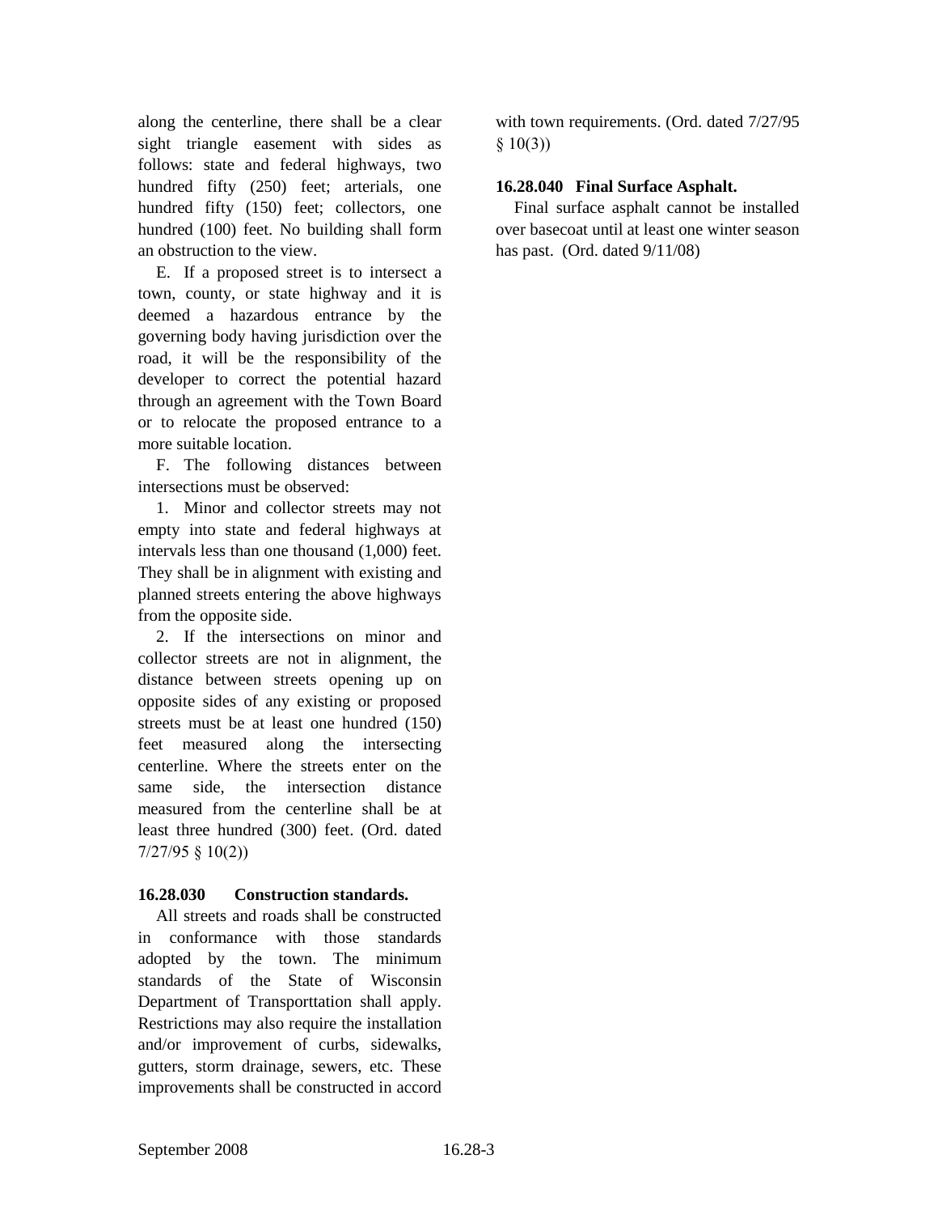along the centerline, there shall be a clear sight triangle easement with sides as follows: state and federal highways, two hundred fifty (250) feet; arterials, one hundred fifty (150) feet; collectors, one hundred (100) feet. No building shall form an obstruction to the view.

E. If a proposed street is to intersect a town, county, or state highway and it is deemed a hazardous entrance by the governing body having jurisdiction over the road, it will be the responsibility of the developer to correct the potential hazard through an agreement with the Town Board or to relocate the proposed entrance to a more suitable location.

F. The following distances between intersections must be observed:

1. Minor and collector streets may not empty into state and federal highways at intervals less than one thousand (1,000) feet. They shall be in alignment with existing and planned streets entering the above highways from the opposite side.

2. If the intersections on minor and collector streets are not in alignment, the distance between streets opening up on opposite sides of any existing or proposed streets must be at least one hundred (150) feet measured along the intersecting centerline. Where the streets enter on the same side, the intersection distance measured from the centerline shall be at least three hundred (300) feet. (Ord. dated 7/27/95 § 10(2))

**16.28.030 Construction standards.**

All streets and roads shall be constructed in conformance with those standards adopted by the town. The minimum standards of the State of Wisconsin Department of Transporttation shall apply. Restrictions may also require the installation and/or improvement of curbs, sidewalks, gutters, storm drainage, sewers, etc. These improvements shall be constructed in accord with town requirements. (Ord. dated 7/27/95 § 10(3))

**16.28.040 Final Surface Asphalt.**

Final surface asphalt cannot be installed over basecoat until at least one winter season has past. (Ord. dated 9/11/08)